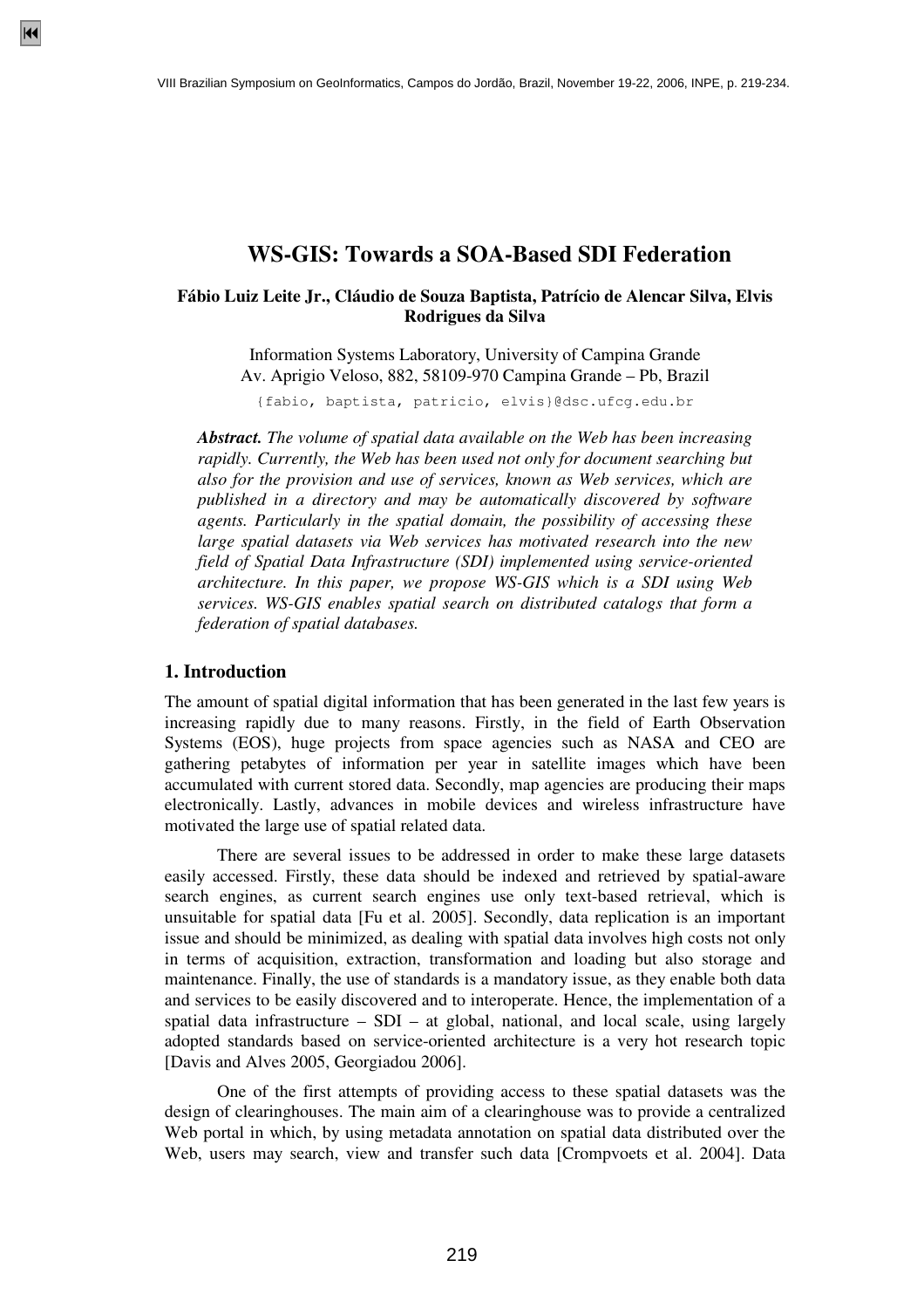# WS-GIS: Towards a SOA-Based SDI Federation

**Fábio Luiz Leite Jr., Cláudio de Souza Baptista, Patrício de Alencar Silva, Elvis Rodrigues da Silva**

Information Systems Laboratory, University of Campina Grande
Av. Aprigio Veloso, 882, 58109-970 Campina Grande – Pb, Brazil

{fabio, baptista, patricio, elvis}@dsc.ufcg.edu.br

***Abstract.*** *The volume of spatial data available on the Web has been increasing rapidly. Currently, the Web has been used not only for document searching but also for the provision and use of services, known as Web services, which are published in a directory and may be automatically discovered by software agents. Particularly in the spatial domain, the possibility of accessing these large spatial datasets via Web services has motivated research into the new field of Spatial Data Infrastructure (SDI) implemented using service-oriented architecture. In this paper, we propose WS-GIS which is a SDI using Web services. WS-GIS enables spatial search on distributed catalogs that form a federation of spatial databases.*

## 1. Introduction

The amount of spatial digital information that has been generated in the last few years is increasing rapidly due to many reasons. Firstly, in the field of Earth Observation Systems (EOS), huge projects from space agencies such as NASA and CEO are gathering petabytes of information per year in satellite images which have been accumulated with current stored data. Secondly, map agencies are producing their maps electronically. Lastly, advances in mobile devices and wireless infrastructure have motivated the large use of spatial related data.

There are several issues to be addressed in order to make these large datasets easily accessed. Firstly, these data should be indexed and retrieved by spatial-aware search engines, as current search engines use only text-based retrieval, which is unsuitable for spatial data [Fu et al. 2005]. Secondly, data replication is an important issue and should be minimized, as dealing with spatial data involves high costs not only in terms of acquisition, extraction, transformation and loading but also storage and maintenance. Finally, the use of standards is a mandatory issue, as they enable both data and services to be easily discovered and to interoperate. Hence, the implementation of a spatial data infrastructure – SDI – at global, national, and local scale, using largely adopted standards based on service-oriented architecture is a very hot research topic [Davis and Alves 2005, Georgiadou 2006].

One of the first attempts of providing access to these spatial datasets was the design of clearinghouses. The main aim of a clearinghouse was to provide a centralized Web portal in which, by using metadata annotation on spatial data distributed over the Web, users may search, view and transfer such data [Crompvoets et al. 2004]. Data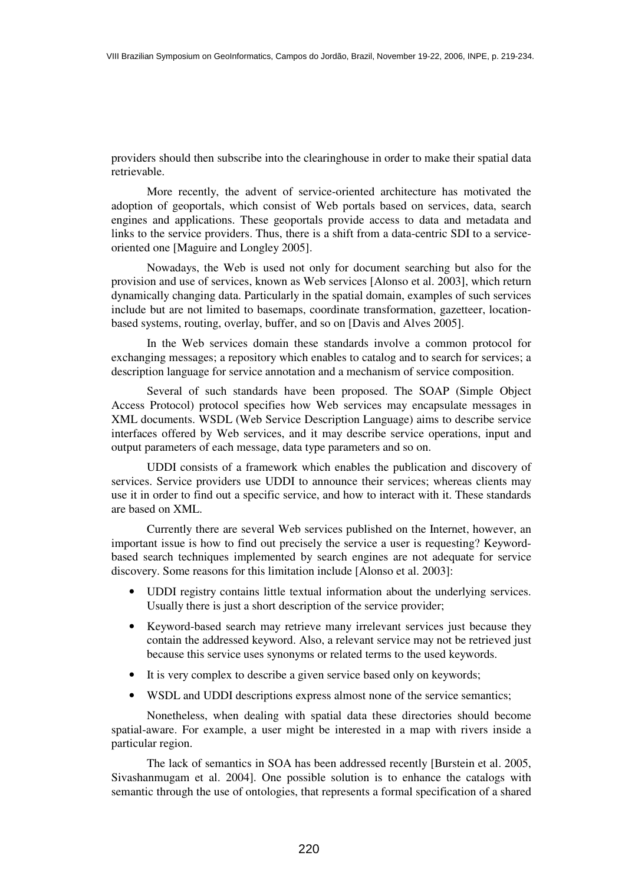providers should then subscribe into the clearinghouse in order to make their spatial data retrievable.

More recently, the advent of service-oriented architecture has motivated the adoption of geoportals, which consist of Web portals based on services, data, search engines and applications. These geoportals provide access to data and metadata and links to the service providers. Thus, there is a shift from a data-centric SDI to a service-oriented one [Maguire and Longley 2005].

Nowadays, the Web is used not only for document searching but also for the provision and use of services, known as Web services [Alonso et al. 2003], which return dynamically changing data. Particularly in the spatial domain, examples of such services include but are not limited to basemaps, coordinate transformation, gazetteer, location-based systems, routing, overlay, buffer, and so on [Davis and Alves 2005].

In the Web services domain these standards involve a common protocol for exchanging messages; a repository which enables to catalog and to search for services; a description language for service annotation and a mechanism of service composition.

Several of such standards have been proposed. The SOAP (Simple Object Access Protocol) protocol specifies how Web services may encapsulate messages in XML documents. WSDL (Web Service Description Language) aims to describe service interfaces offered by Web services, and it may describe service operations, input and output parameters of each message, data type parameters and so on.

UDDI consists of a framework which enables the publication and discovery of services. Service providers use UDDI to announce their services; whereas clients may use it in order to find out a specific service, and how to interact with it. These standards are based on XML.

Currently there are several Web services published on the Internet, however, an important issue is how to find out precisely the service a user is requesting? Keyword-based search techniques implemented by search engines are not adequate for service discovery. Some reasons for this limitation include [Alonso et al. 2003]:

- UDDI registry contains little textual information about the underlying services. Usually there is just a short description of the service provider;
- Keyword-based search may retrieve many irrelevant services just because they contain the addressed keyword. Also, a relevant service may not be retrieved just because this service uses synonyms or related terms to the used keywords.
- It is very complex to describe a given service based only on keywords;
- WSDL and UDDI descriptions express almost none of the service semantics;

Nonetheless, when dealing with spatial data these directories should become spatial-aware. For example, a user might be interested in a map with rivers inside a particular region.

The lack of semantics in SOA has been addressed recently [Burstein et al. 2005, Sivashanmugam et al. 2004]. One possible solution is to enhance the catalogs with semantic through the use of ontologies, that represents a formal specification of a shared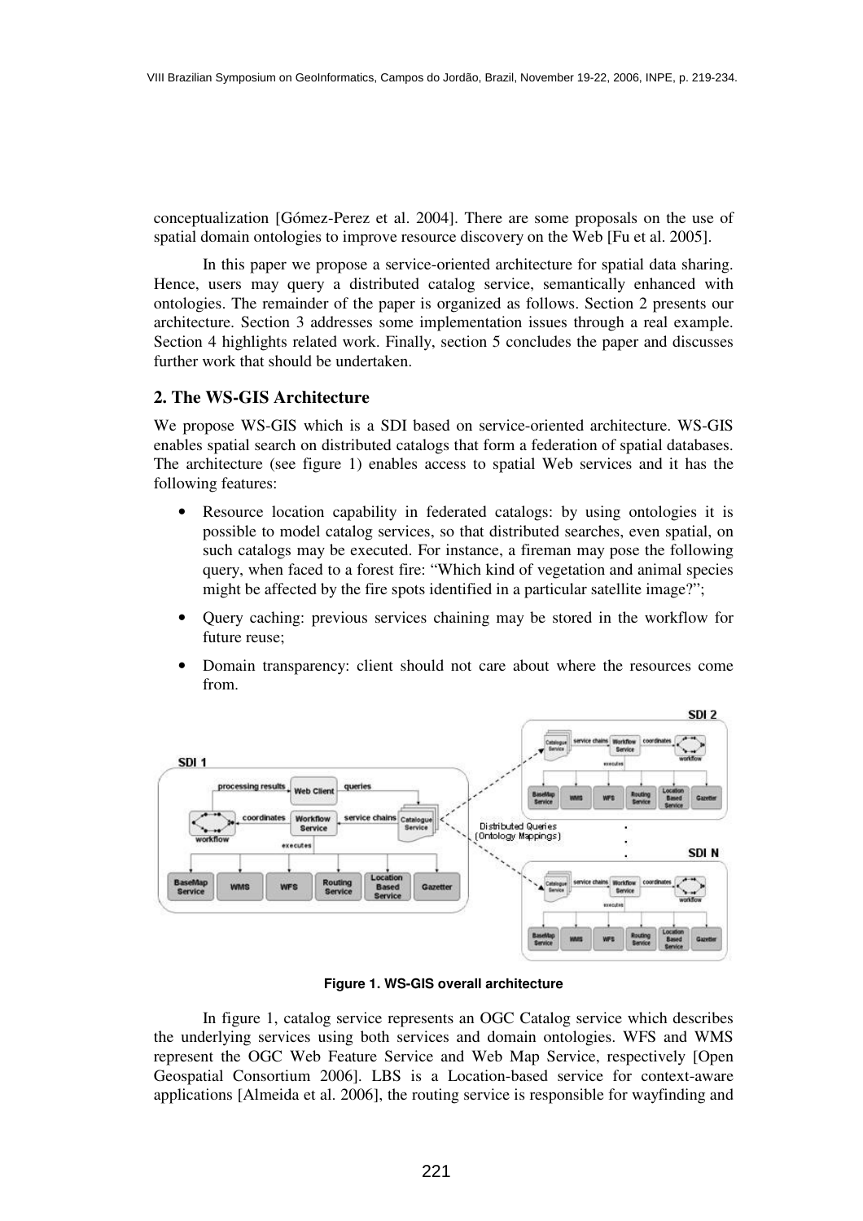conceptualization [Gómez-Perez et al. 2004]. There are some proposals on the use of spatial domain ontologies to improve resource discovery on the Web [Fu et al. 2005].

In this paper we propose a service-oriented architecture for spatial data sharing. Hence, users may query a distributed catalog service, semantically enhanced with ontologies. The remainder of the paper is organized as follows. Section 2 presents our architecture. Section 3 addresses some implementation issues through a real example. Section 4 highlights related work. Finally, section 5 concludes the paper and discusses further work that should be undertaken.

## 2. The WS-GIS Architecture

We propose WS-GIS which is a SDI based on service-oriented architecture. WS-GIS enables spatial search on distributed catalogs that form a federation of spatial databases. The architecture (see figure 1) enables access to spatial Web services and it has the following features:

- Resource location capability in federated catalogs: by using ontologies it is possible to model catalog services, so that distributed searches, even spatial, on such catalogs may be executed. For instance, a fireman may pose the following query, when faced to a forest fire: "Which kind of vegetation and animal species might be affected by the fire spots identified in a particular satellite image?";
- Query caching: previous services chaining may be stored in the workflow for future reuse;
- Domain transparency: client should not care about where the resources come from.

**Figure 1. WS-GIS overall architecture**

In figure 1, catalog service represents an OGC Catalog service which describes the underlying services using both services and domain ontologies. WFS and WMS represent the OGC Web Feature Service and Web Map Service, respectively [Open Geospatial Consortium 2006]. LBS is a Location-based service for context-aware applications [Almeida et al. 2006], the routing service is responsible for wayfinding and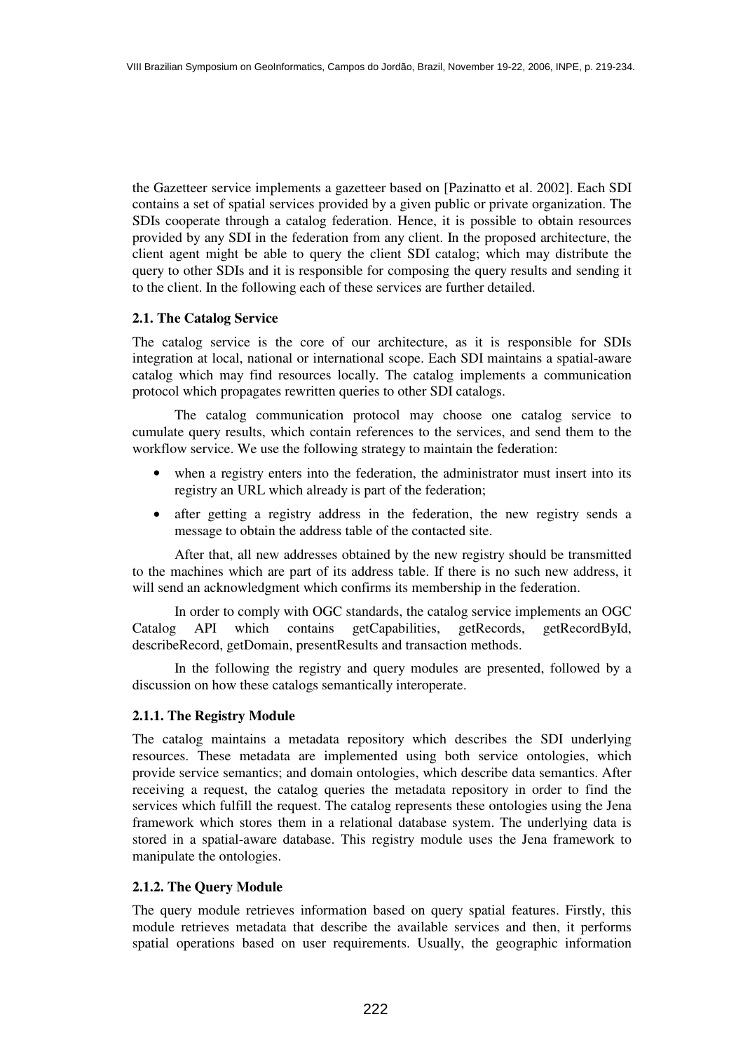the Gazetteer service implements a gazetteer based on [Pazinatto et al. 2002]. Each SDI contains a set of spatial services provided by a given public or private organization. The SDIs cooperate through a catalog federation. Hence, it is possible to obtain resources provided by any SDI in the federation from any client. In the proposed architecture, the client agent might be able to query the client SDI catalog; which may distribute the query to other SDIs and it is responsible for composing the query results and sending it to the client. In the following each of these services are further detailed.

### 2.1. The Catalog Service

The catalog service is the core of our architecture, as it is responsible for SDIs integration at local, national or international scope. Each SDI maintains a spatial-aware catalog which may find resources locally. The catalog implements a communication protocol which propagates rewritten queries to other SDI catalogs.

The catalog communication protocol may choose one catalog service to cumulate query results, which contain references to the services, and send them to the workflow service. We use the following strategy to maintain the federation:

- when a registry enters into the federation, the administrator must insert into its registry an URL which already is part of the federation;
- after getting a registry address in the federation, the new registry sends a message to obtain the address table of the contacted site.

After that, all new addresses obtained by the new registry should be transmitted to the machines which are part of its address table. If there is no such new address, it will send an acknowledgment which confirms its membership in the federation.

In order to comply with OGC standards, the catalog service implements an OGC Catalog API which contains getCapabilities, getRecords, getRecordById, describeRecord, getDomain, presentResults and transaction methods.

In the following the registry and query modules are presented, followed by a discussion on how these catalogs semantically interoperate.

#### 2.1.1. The Registry Module

The catalog maintains a metadata repository which describes the SDI underlying resources. These metadata are implemented using both service ontologies, which provide service semantics; and domain ontologies, which describe data semantics. After receiving a request, the catalog queries the metadata repository in order to find the services which fulfill the request. The catalog represents these ontologies using the Jena framework which stores them in a relational database system. The underlying data is stored in a spatial-aware database. This registry module uses the Jena framework to manipulate the ontologies.

#### 2.1.2. The Query Module

The query module retrieves information based on query spatial features. Firstly, this module retrieves metadata that describe the available services and then, it performs spatial operations based on user requirements. Usually, the geographic information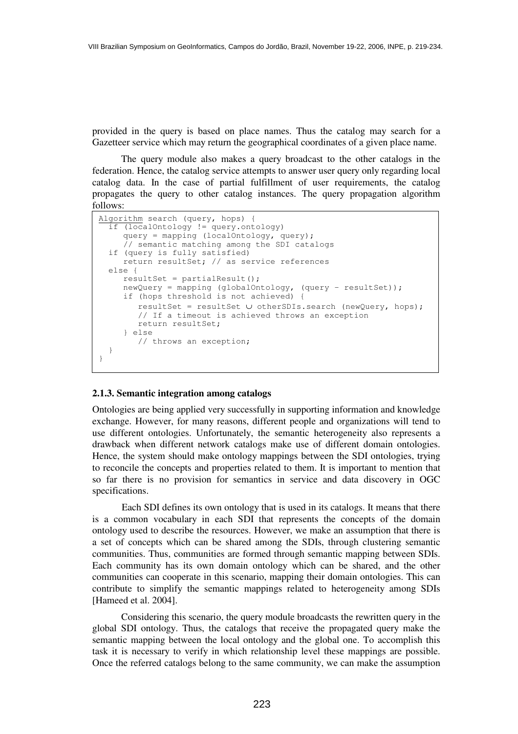provided in the query is based on place names. Thus the catalog may search for a Gazetteer service which may return the geographical coordinates of a given place name.

The query module also makes a query broadcast to the other catalogs in the federation. Hence, the catalog service attempts to answer user query only regarding local catalog data. In the case of partial fulfillment of user requirements, the catalog propagates the query to other catalog instances. The query propagation algorithm follows:

```
Algorithm search (query, hops) {
  if (localOntology != query.ontology)
     query = mapping (localOntology, query);
     // semantic matching among the SDI catalogs
  if (query is fully satisfied)
     return resultSet; // as service references
  else {
     resultSet = partialResult();
     newQuery = mapping (globalOntology, (query - resultSet));
     if (hops threshold is not achieved) {
        resultSet = resultSet ∪ otherSDIs.search (newQuery, hops);
        // If a timeout is achieved throws an exception
        return resultSet;
     } else
        // throws an exception;
  }
}
```

### 2.1.3. Semantic integration among catalogs

Ontologies are being applied very successfully in supporting information and knowledge exchange. However, for many reasons, different people and organizations will tend to use different ontologies. Unfortunately, the semantic heterogeneity also represents a drawback when different network catalogs make use of different domain ontologies. Hence, the system should make ontology mappings between the SDI ontologies, trying to reconcile the concepts and properties related to them. It is important to mention that so far there is no provision for semantics in service and data discovery in OGC specifications.

Each SDI defines its own ontology that is used in its catalogs. It means that there is a common vocabulary in each SDI that represents the concepts of the domain ontology used to describe the resources. However, we make an assumption that there is a set of concepts which can be shared among the SDIs, through clustering semantic communities. Thus, communities are formed through semantic mapping between SDIs. Each community has its own domain ontology which can be shared, and the other communities can cooperate in this scenario, mapping their domain ontologies. This can contribute to simplify the semantic mappings related to heterogeneity among SDIs [Hameed et al. 2004].

Considering this scenario, the query module broadcasts the rewritten query in the global SDI ontology. Thus, the catalogs that receive the propagated query make the semantic mapping between the local ontology and the global one. To accomplish this task it is necessary to verify in which relationship level these mappings are possible. Once the referred catalogs belong to the same community, we can make the assumption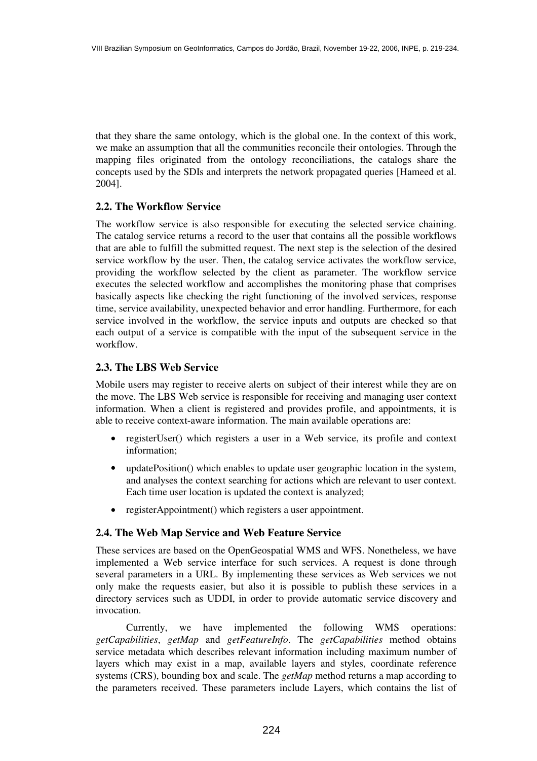that they share the same ontology, which is the global one. In the context of this work, we make an assumption that all the communities reconcile their ontologies. Through the mapping files originated from the ontology reconciliations, the catalogs share the concepts used by the SDIs and interprets the network propagated queries [Hameed et al. 2004].

## 2.2. The Workflow Service

The workflow service is also responsible for executing the selected service chaining. The catalog service returns a record to the user that contains all the possible workflows that are able to fulfill the submitted request. The next step is the selection of the desired service workflow by the user. Then, the catalog service activates the workflow service, providing the workflow selected by the client as parameter. The workflow service executes the selected workflow and accomplishes the monitoring phase that comprises basically aspects like checking the right functioning of the involved services, response time, service availability, unexpected behavior and error handling. Furthermore, for each service involved in the workflow, the service inputs and outputs are checked so that each output of a service is compatible with the input of the subsequent service in the workflow.

## 2.3. The LBS Web Service

Mobile users may register to receive alerts on subject of their interest while they are on the move. The LBS Web service is responsible for receiving and managing user context information. When a client is registered and provides profile, and appointments, it is able to receive context-aware information. The main available operations are:

- registerUser() which registers a user in a Web service, its profile and context information;
- updatePosition() which enables to update user geographic location in the system, and analyses the context searching for actions which are relevant to user context. Each time user location is updated the context is analyzed;
- registerAppointment() which registers a user appointment.

## 2.4. The Web Map Service and Web Feature Service

These services are based on the OpenGeospatial WMS and WFS. Nonetheless, we have implemented a Web service interface for such services. A request is done through several parameters in a URL. By implementing these services as Web services we not only make the requests easier, but also it is possible to publish these services in a directory services such as UDDI, in order to provide automatic service discovery and invocation.

Currently, we have implemented the following WMS operations: *getCapabilities*, *getMap* and *getFeatureInfo*. The *getCapabilities* method obtains service metadata which describes relevant information including maximum number of layers which may exist in a map, available layers and styles, coordinate reference systems (CRS), bounding box and scale. The *getMap* method returns a map according to the parameters received. These parameters include Layers, which contains the list of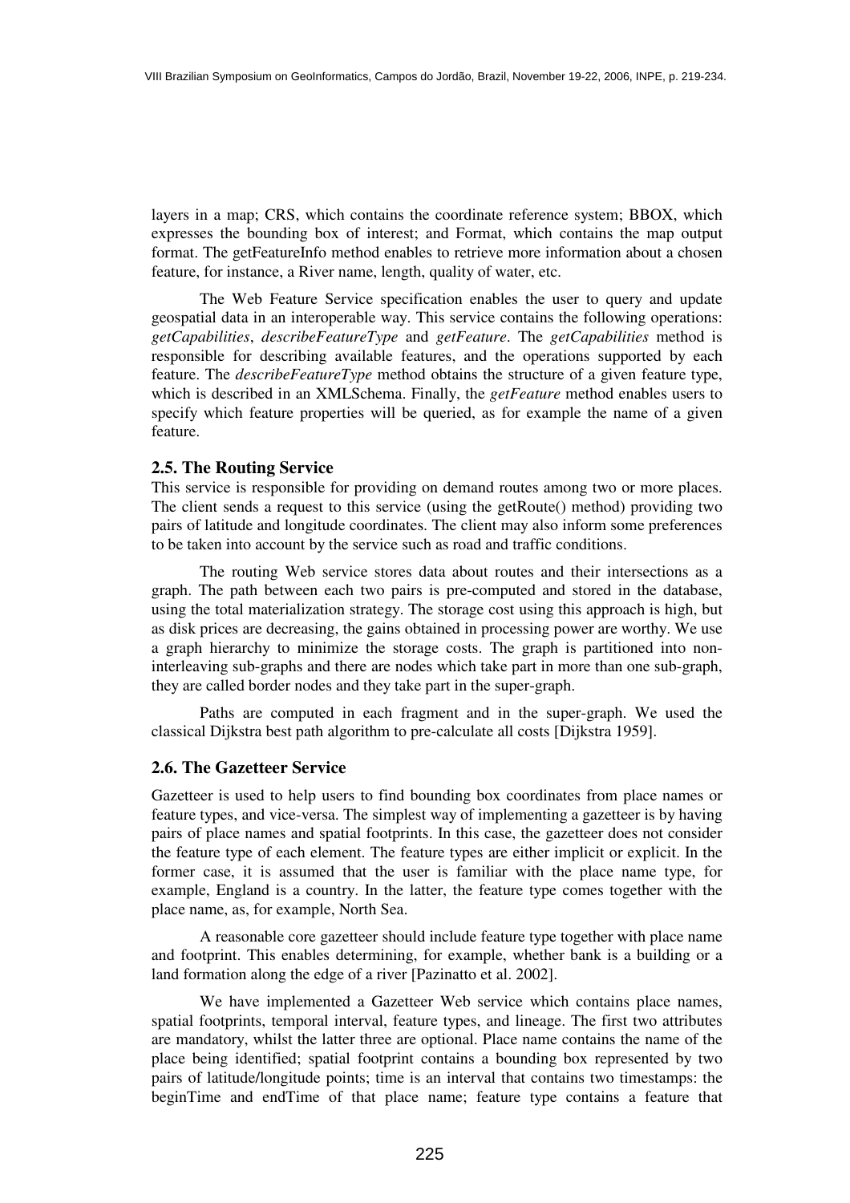layers in a map; CRS, which contains the coordinate reference system; BBOX, which expresses the bounding box of interest; and Format, which contains the map output format. The getFeatureInfo method enables to retrieve more information about a chosen feature, for instance, a River name, length, quality of water, etc.

The Web Feature Service specification enables the user to query and update geospatial data in an interoperable way. This service contains the following operations: *getCapabilities*, *describeFeatureType* and *getFeature*. The *getCapabilities* method is responsible for describing available features, and the operations supported by each feature. The *describeFeatureType* method obtains the structure of a given feature type, which is described in an XMLSchema. Finally, the *getFeature* method enables users to specify which feature properties will be queried, as for example the name of a given feature.

### 2.5. The Routing Service

This service is responsible for providing on demand routes among two or more places. The client sends a request to this service (using the getRoute() method) providing two pairs of latitude and longitude coordinates. The client may also inform some preferences to be taken into account by the service such as road and traffic conditions.

The routing Web service stores data about routes and their intersections as a graph. The path between each two pairs is pre-computed and stored in the database, using the total materialization strategy. The storage cost using this approach is high, but as disk prices are decreasing, the gains obtained in processing power are worthy. We use a graph hierarchy to minimize the storage costs. The graph is partitioned into non-interleaving sub-graphs and there are nodes which take part in more than one sub-graph, they are called border nodes and they take part in the super-graph.

Paths are computed in each fragment and in the super-graph. We used the classical Dijkstra best path algorithm to pre-calculate all costs [Dijkstra 1959].

### 2.6. The Gazetteer Service

Gazetteer is used to help users to find bounding box coordinates from place names or feature types, and vice-versa. The simplest way of implementing a gazetteer is by having pairs of place names and spatial footprints. In this case, the gazetteer does not consider the feature type of each element. The feature types are either implicit or explicit. In the former case, it is assumed that the user is familiar with the place name type, for example, England is a country. In the latter, the feature type comes together with the place name, as, for example, North Sea.

A reasonable core gazetteer should include feature type together with place name and footprint. This enables determining, for example, whether bank is a building or a land formation along the edge of a river [Pazinatto et al. 2002].

We have implemented a Gazetteer Web service which contains place names, spatial footprints, temporal interval, feature types, and lineage. The first two attributes are mandatory, whilst the latter three are optional. Place name contains the name of the place being identified; spatial footprint contains a bounding box represented by two pairs of latitude/longitude points; time is an interval that contains two timestamps: the beginTime and endTime of that place name; feature type contains a feature that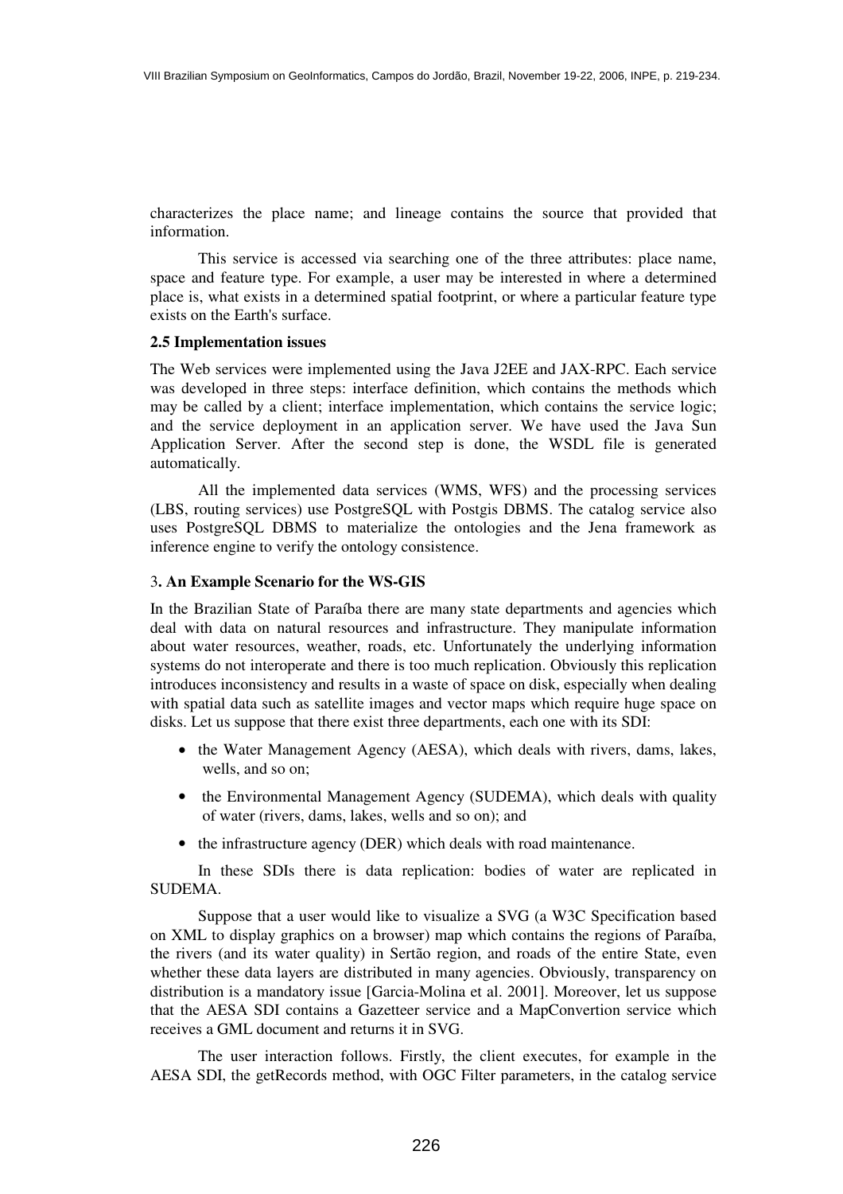characterizes the place name; and lineage contains the source that provided that information.

This service is accessed via searching one of the three attributes: place name, space and feature type. For example, a user may be interested in where a determined place is, what exists in a determined spatial footprint, or where a particular feature type exists on the Earth's surface.

### 2.5 Implementation issues

The Web services were implemented using the Java J2EE and JAX-RPC. Each service was developed in three steps: interface definition, which contains the methods which may be called by a client; interface implementation, which contains the service logic; and the service deployment in an application server. We have used the Java Sun Application Server. After the second step is done, the WSDL file is generated automatically.

All the implemented data services (WMS, WFS) and the processing services (LBS, routing services) use PostgreSQL with Postgis DBMS. The catalog service also uses PostgreSQL DBMS to materialize the ontologies and the Jena framework as inference engine to verify the ontology consistence.

## 3. An Example Scenario for the WS-GIS

In the Brazilian State of Paraíba there are many state departments and agencies which deal with data on natural resources and infrastructure. They manipulate information about water resources, weather, roads, etc. Unfortunately the underlying information systems do not interoperate and there is too much replication. Obviously this replication introduces inconsistency and results in a waste of space on disk, especially when dealing with spatial data such as satellite images and vector maps which require huge space on disks. Let us suppose that there exist three departments, each one with its SDI:

- the Water Management Agency (AESA), which deals with rivers, dams, lakes, wells, and so on;
- the Environmental Management Agency (SUDEMA), which deals with quality of water (rivers, dams, lakes, wells and so on); and
- the infrastructure agency (DER) which deals with road maintenance.

In these SDIs there is data replication: bodies of water are replicated in SUDEMA.

Suppose that a user would like to visualize a SVG (a W3C Specification based on XML to display graphics on a browser) map which contains the regions of Paraíba, the rivers (and its water quality) in Sertão region, and roads of the entire State, even whether these data layers are distributed in many agencies. Obviously, transparency on distribution is a mandatory issue [Garcia-Molina et al. 2001]. Moreover, let us suppose that the AESA SDI contains a Gazetteer service and a MapConvertion service which receives a GML document and returns it in SVG.

The user interaction follows. Firstly, the client executes, for example in the AESA SDI, the getRecords method, with OGC Filter parameters, in the catalog service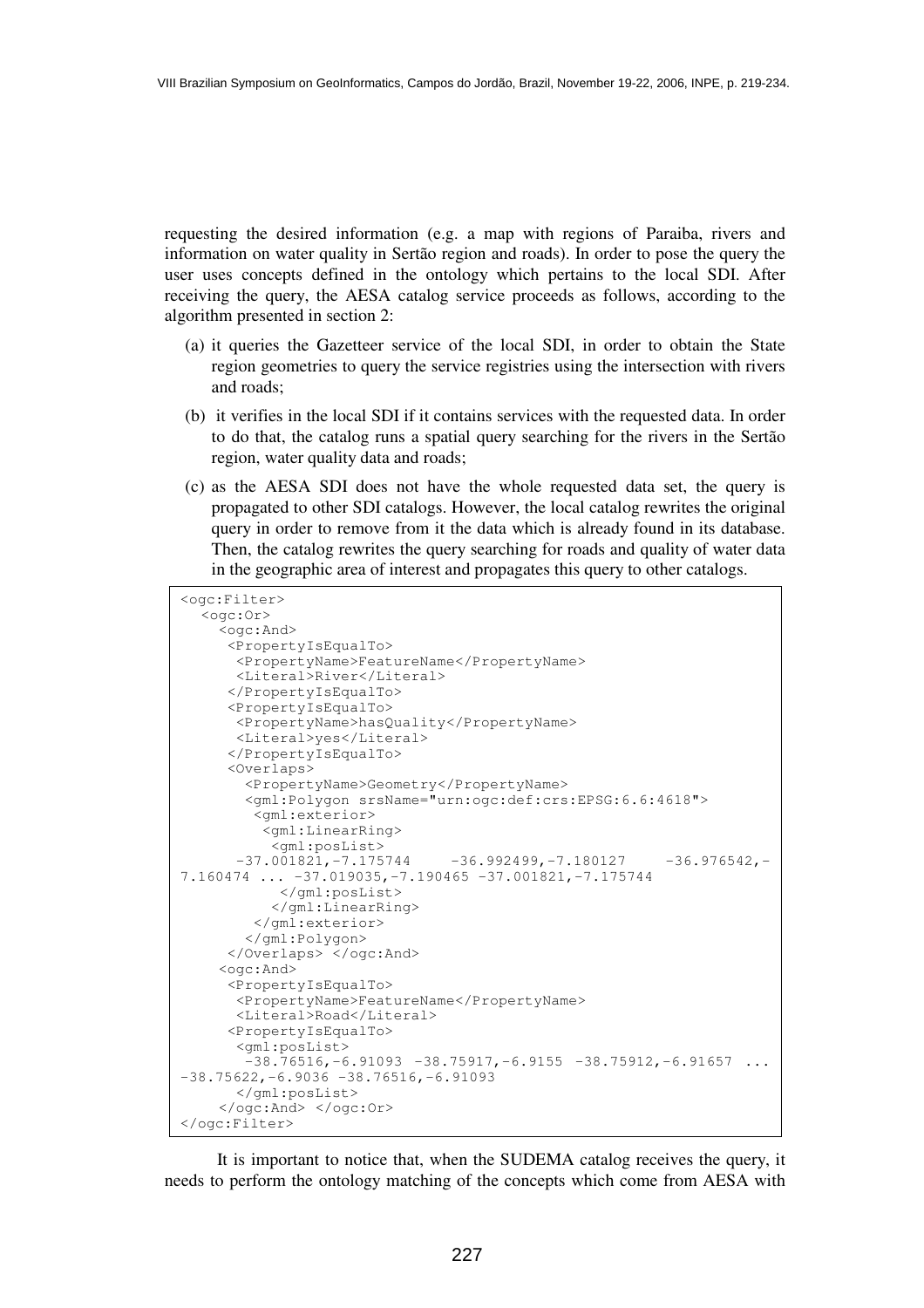requesting the desired information (e.g. a map with regions of Paraiba, rivers and information on water quality in Sertão region and roads). In order to pose the query the user uses concepts defined in the ontology which pertains to the local SDI. After receiving the query, the AESA catalog service proceeds as follows, according to the algorithm presented in section 2:

(a) it queries the Gazetteer service of the local SDI, in order to obtain the State region geometries to query the service registries using the intersection with rivers and roads;

(b) it verifies in the local SDI if it contains services with the requested data. In order to do that, the catalog runs a spatial query searching for the rivers in the Sertão region, water quality data and roads;

(c) as the AESA SDI does not have the whole requested data set, the query is propagated to other SDI catalogs. However, the local catalog rewrites the original query in order to remove from it the data which is already found in its database. Then, the catalog rewrites the query searching for roads and quality of water data in the geographic area of interest and propagates this query to other catalogs.

```
<ogc:Filter>
  <ogc:Or>
    <ogc:And>
     <PropertyIsEqualTo>
      <PropertyName>FeatureName</PropertyName>
      <Literal>River</Literal>
     </PropertyIsEqualTo>
     <PropertyIsEqualTo>
      <PropertyName>hasQuality</PropertyName>
      <Literal>yes</Literal>
     </PropertyIsEqualTo>
     <Overlaps>
       <PropertyName>Geometry</PropertyName>
       <gml:Polygon srsName="urn:ogc:def:crs:EPSG:6.6:4618">
        <gml:exterior>
         <gml:LinearRing>
          <gml:posList>
      -37.001821,-7.175744     -36.992499,-7.180127     -36.976542,-
7.160474 ... -37.019035,-7.190465 -37.001821,-7.175744
           </gml:posList>
          </gml:LinearRing>
        </gml:exterior>
       </gml:Polygon>
     </Overlaps> </ogc:And>
    <ogc:And>
     <PropertyIsEqualTo>
      <PropertyName>FeatureName</PropertyName>
      <Literal>Road</Literal>
     <PropertyIsEqualTo>
      <gml:posList>
       -38.76516,-6.91093 -38.75917,-6.9155 -38.75912,-6.91657 ...
-38.75622,-6.9036 -38.76516,-6.91093
      </gml:posList>
    </ogc:And> </ogc:Or>
</ogc:Filter>
```

It is important to notice that, when the SUDEMA catalog receives the query, it needs to perform the ontology matching of the concepts which come from AESA with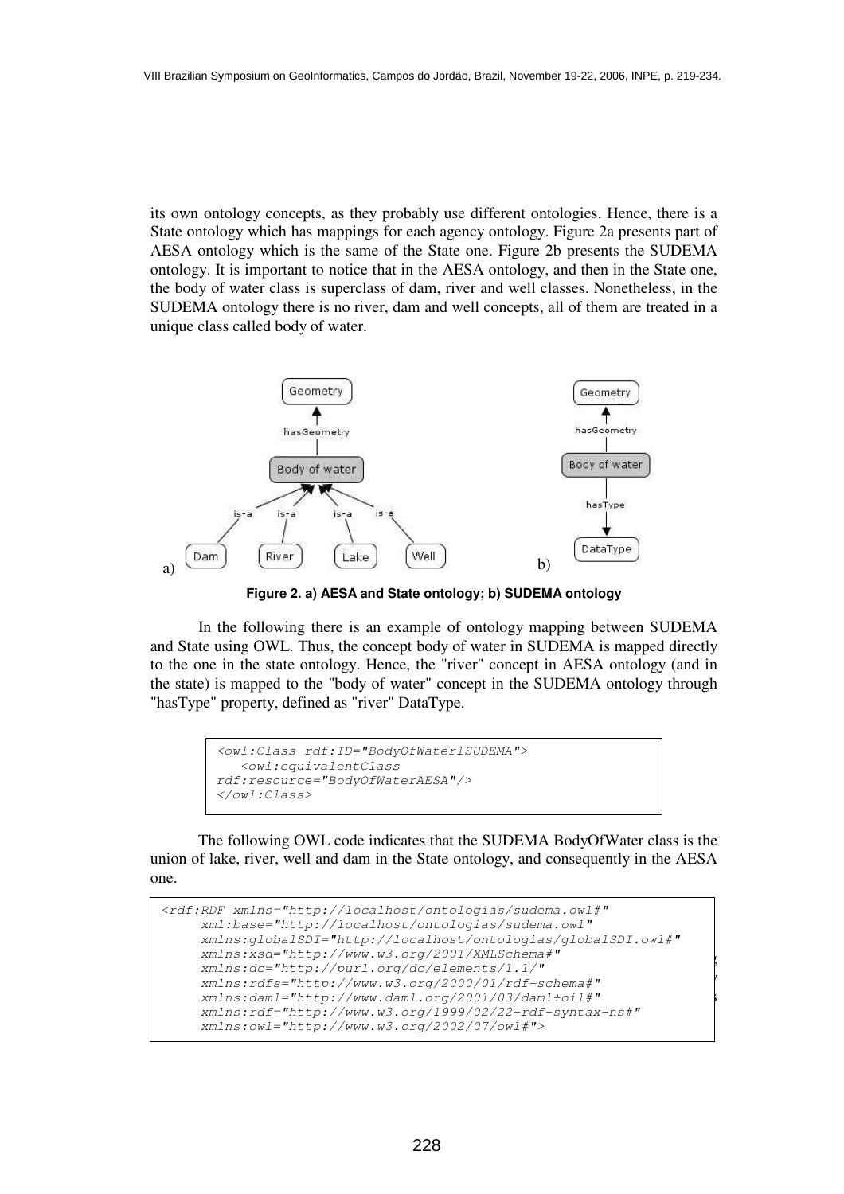its own ontology concepts, as they probably use different ontologies. Hence, there is a State ontology which has mappings for each agency ontology. Figure 2a presents part of AESA ontology which is the same of the State one. Figure 2b presents the SUDEMA ontology. It is important to notice that in the AESA ontology, and then in the State one, the body of water class is superclass of dam, river and well classes. Nonetheless, in the SUDEMA ontology there is no river, dam and well concepts, all of them are treated in a unique class called body of water.

**Figure 2. a) AESA and State ontology; b) SUDEMA ontology**

In the following there is an example of ontology mapping between SUDEMA and State using OWL. Thus, the concept body of water in SUDEMA is mapped directly to the one in the state ontology. Hence, the "river" concept in AESA ontology (and in the state) is mapped to the "body of water" concept in the SUDEMA ontology through "hasType" property, defined as "river" DataType.

```
<owl:Class rdf:ID="BodyOfWater1SUDEMA">
   <owl:equivalentClass
rdf:resource="BodyOfWaterAESA"/>
</owl:Class>
```

The following OWL code indicates that the SUDEMA BodyOfWater class is the union of lake, river, well and dam in the State ontology, and consequently in the AESA one.

```
<rdf:RDF xmlns="http://localhost/ontologias/sudema.owl#"
     xml:base="http://localhost/ontologias/sudema.owl"
     xmlns:globalSDI="http://localhost/ontologias/globalSDI.owl#"
     xmlns:xsd="http://www.w3.org/2001/XMLSchema#"
     xmlns:dc="http://purl.org/dc/elements/1.1/"
     xmlns:rdfs="http://www.w3.org/2000/01/rdf-schema#"
     xmlns:daml="http://www.daml.org/2001/03/daml+oil#"
     xmlns:rdf="http://www.w3.org/1999/02/22-rdf-syntax-ns#"
     xmlns:owl="http://www.w3.org/2002/07/owl#">
```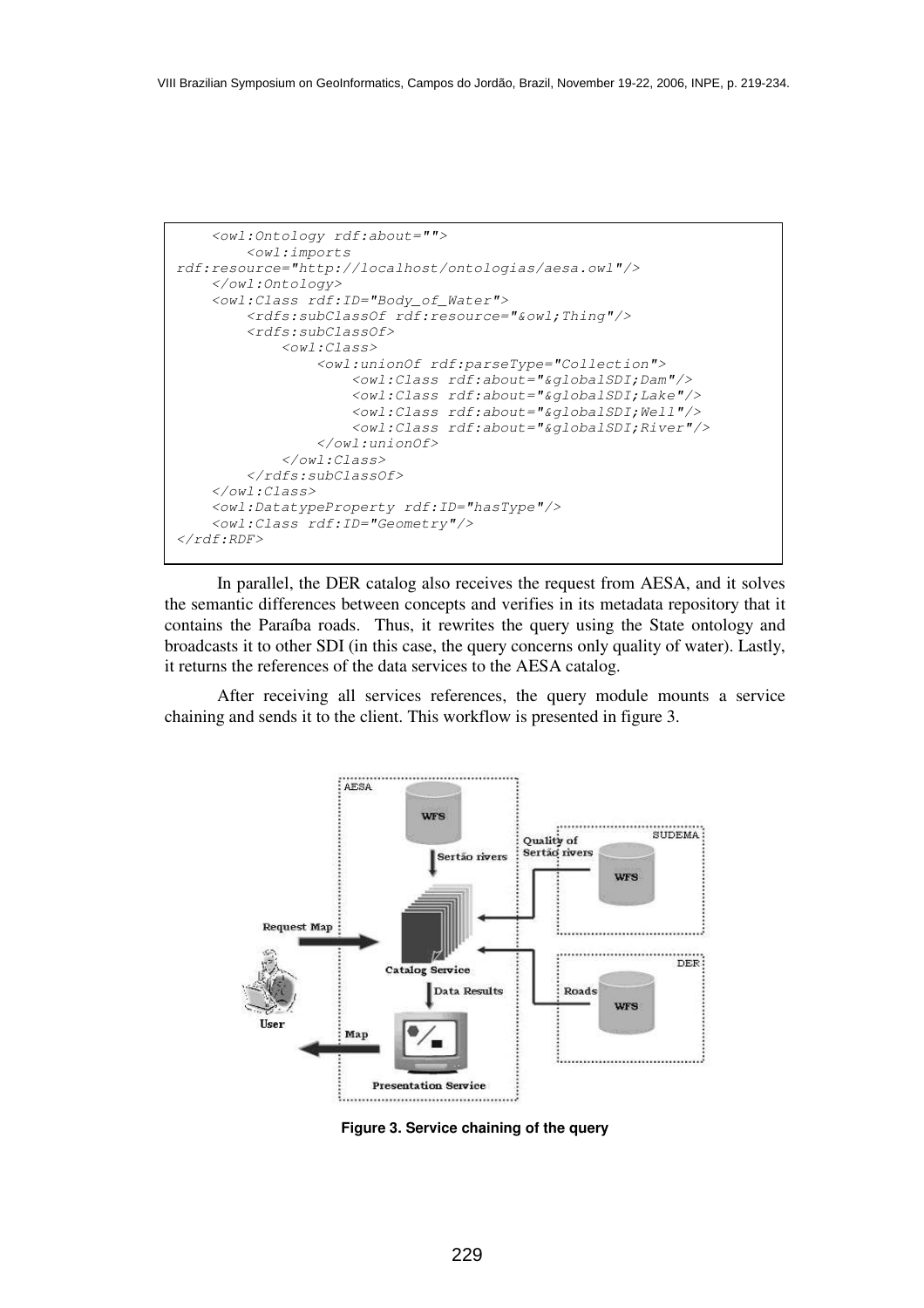```
    <owl:Ontology rdf:about="">
        <owl:imports
rdf:resource="http://localhost/ontologias/aesa.owl"/>
    </owl:Ontology>
    <owl:Class rdf:ID="Body_of_Water">
        <rdfs:subClassOf rdf:resource="&owl;Thing"/>
        <rdfs:subClassOf>
            <owl:Class>
                <owl:unionOf rdf:parseType="Collection">
                    <owl:Class rdf:about="&globalSDI;Dam"/>
                    <owl:Class rdf:about="&globalSDI;Lake"/>
                    <owl:Class rdf:about="&globalSDI;Well"/>
                    <owl:Class rdf:about="&globalSDI;River"/>
                </owl:unionOf>
            </owl:Class>
        </rdfs:subClassOf>
    </owl:Class>
    <owl:DatatypeProperty rdf:ID="hasType"/>
    <owl:Class rdf:ID="Geometry"/>
</rdf:RDF>
```

In parallel, the DER catalog also receives the request from AESA, and it solves the semantic differences between concepts and verifies in its metadata repository that it contains the Paraíba roads. Thus, it rewrites the query using the State ontology and broadcasts it to other SDI (in this case, the query concerns only quality of water). Lastly, it returns the references of the data services to the AESA catalog.

After receiving all services references, the query module mounts a service chaining and sends it to the client. This workflow is presented in figure 3.

**Figure 3. Service chaining of the query**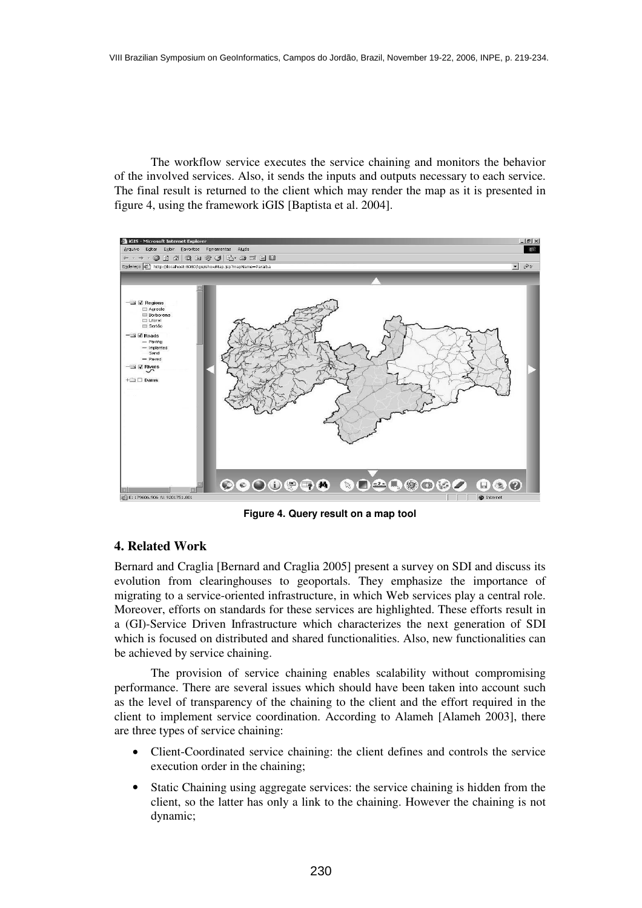The workflow service executes the service chaining and monitors the behavior of the involved services. Also, it sends the inputs and outputs necessary to each service. The final result is returned to the client which may render the map as it is presented in figure 4, using the framework iGIS [Baptista et al. 2004].

**Figure 4. Query result on a map tool**

## 4. Related Work

Bernard and Craglia [Bernard and Craglia 2005] present a survey on SDI and discuss its evolution from clearinghouses to geoportals. They emphasize the importance of migrating to a service-oriented infrastructure, in which Web services play a central role. Moreover, efforts on standards for these services are highlighted. These efforts result in a (GI)-Service Driven Infrastructure which characterizes the next generation of SDI which is focused on distributed and shared functionalities. Also, new functionalities can be achieved by service chaining.

The provision of service chaining enables scalability without compromising performance. There are several issues which should have been taken into account such as the level of transparency of the chaining to the client and the effort required in the client to implement service coordination. According to Alameh [Alameh 2003], there are three types of service chaining:

- Client-Coordinated service chaining: the client defines and controls the service execution order in the chaining;
- Static Chaining using aggregate services: the service chaining is hidden from the client, so the latter has only a link to the chaining. However the chaining is not dynamic;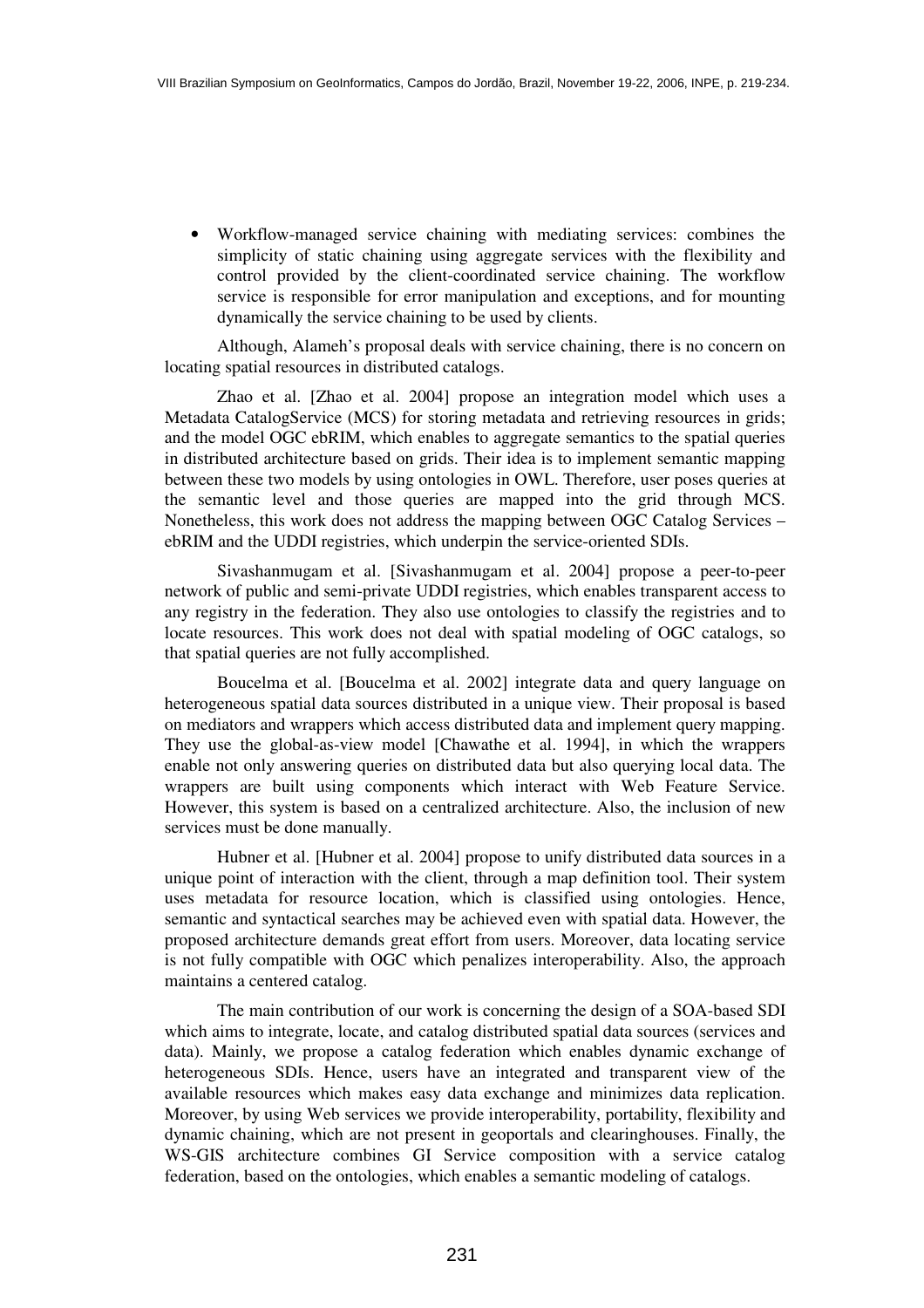- Workflow-managed service chaining with mediating services: combines the simplicity of static chaining using aggregate services with the flexibility and control provided by the client-coordinated service chaining. The workflow service is responsible for error manipulation and exceptions, and for mounting dynamically the service chaining to be used by clients.

Although, Alameh's proposal deals with service chaining, there is no concern on locating spatial resources in distributed catalogs.

Zhao et al. [Zhao et al. 2004] propose an integration model which uses a Metadata CatalogService (MCS) for storing metadata and retrieving resources in grids; and the model OGC ebRIM, which enables to aggregate semantics to the spatial queries in distributed architecture based on grids. Their idea is to implement semantic mapping between these two models by using ontologies in OWL. Therefore, user poses queries at the semantic level and those queries are mapped into the grid through MCS. Nonetheless, this work does not address the mapping between OGC Catalog Services – ebRIM and the UDDI registries, which underpin the service-oriented SDIs.

Sivashanmugam et al. [Sivashanmugam et al. 2004] propose a peer-to-peer network of public and semi-private UDDI registries, which enables transparent access to any registry in the federation. They also use ontologies to classify the registries and to locate resources. This work does not deal with spatial modeling of OGC catalogs, so that spatial queries are not fully accomplished.

Boucelma et al. [Boucelma et al. 2002] integrate data and query language on heterogeneous spatial data sources distributed in a unique view. Their proposal is based on mediators and wrappers which access distributed data and implement query mapping. They use the global-as-view model [Chawathe et al. 1994], in which the wrappers enable not only answering queries on distributed data but also querying local data. The wrappers are built using components which interact with Web Feature Service. However, this system is based on a centralized architecture. Also, the inclusion of new services must be done manually.

Hubner et al. [Hubner et al. 2004] propose to unify distributed data sources in a unique point of interaction with the client, through a map definition tool. Their system uses metadata for resource location, which is classified using ontologies. Hence, semantic and syntactical searches may be achieved even with spatial data. However, the proposed architecture demands great effort from users. Moreover, data locating service is not fully compatible with OGC which penalizes interoperability. Also, the approach maintains a centered catalog.

The main contribution of our work is concerning the design of a SOA-based SDI which aims to integrate, locate, and catalog distributed spatial data sources (services and data). Mainly, we propose a catalog federation which enables dynamic exchange of heterogeneous SDIs. Hence, users have an integrated and transparent view of the available resources which makes easy data exchange and minimizes data replication. Moreover, by using Web services we provide interoperability, portability, flexibility and dynamic chaining, which are not present in geoportals and clearinghouses. Finally, the WS-GIS architecture combines GI Service composition with a service catalog federation, based on the ontologies, which enables a semantic modeling of catalogs.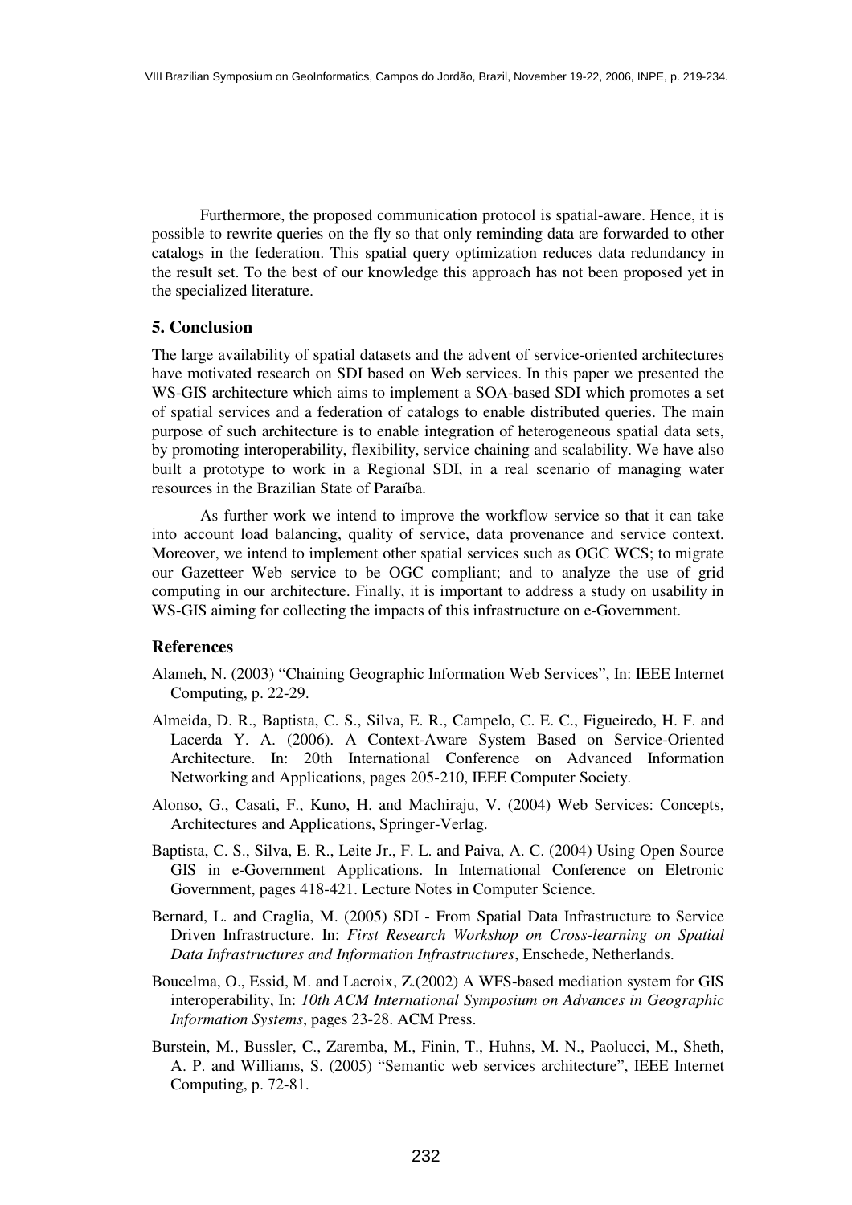Furthermore, the proposed communication protocol is spatial-aware. Hence, it is possible to rewrite queries on the fly so that only reminding data are forwarded to other catalogs in the federation. This spatial query optimization reduces data redundancy in the result set. To the best of our knowledge this approach has not been proposed yet in the specialized literature.

## 5. Conclusion

The large availability of spatial datasets and the advent of service-oriented architectures have motivated research on SDI based on Web services. In this paper we presented the WS-GIS architecture which aims to implement a SOA-based SDI which promotes a set of spatial services and a federation of catalogs to enable distributed queries. The main purpose of such architecture is to enable integration of heterogeneous spatial data sets, by promoting interoperability, flexibility, service chaining and scalability. We have also built a prototype to work in a Regional SDI, in a real scenario of managing water resources in the Brazilian State of Paraíba.

As further work we intend to improve the workflow service so that it can take into account load balancing, quality of service, data provenance and service context. Moreover, we intend to implement other spatial services such as OGC WCS; to migrate our Gazetteer Web service to be OGC compliant; and to analyze the use of grid computing in our architecture. Finally, it is important to address a study on usability in WS-GIS aiming for collecting the impacts of this infrastructure on e-Government.

## References

Alameh, N. (2003) "Chaining Geographic Information Web Services", In: IEEE Internet Computing, p. 22-29.

Almeida, D. R., Baptista, C. S., Silva, E. R., Campelo, C. E. C., Figueiredo, H. F. and Lacerda Y. A. (2006). A Context-Aware System Based on Service-Oriented Architecture. In: 20th International Conference on Advanced Information Networking and Applications, pages 205-210, IEEE Computer Society.

Alonso, G., Casati, F., Kuno, H. and Machiraju, V. (2004) Web Services: Concepts, Architectures and Applications, Springer-Verlag.

Baptista, C. S., Silva, E. R., Leite Jr., F. L. and Paiva, A. C. (2004) Using Open Source GIS in e-Government Applications. In International Conference on Eletronic Government, pages 418-421. Lecture Notes in Computer Science.

Bernard, L. and Craglia, M. (2005) SDI - From Spatial Data Infrastructure to Service Driven Infrastructure. In: *First Research Workshop on Cross-learning on Spatial Data Infrastructures and Information Infrastructures*, Enschede, Netherlands.

Boucelma, O., Essid, M. and Lacroix, Z.(2002) A WFS-based mediation system for GIS interoperability, In: *10th ACM International Symposium on Advances in Geographic Information Systems*, pages 23-28. ACM Press.

Burstein, M., Bussler, C., Zaremba, M., Finin, T., Huhns, M. N., Paolucci, M., Sheth, A. P. and Williams, S. (2005) "Semantic web services architecture", IEEE Internet Computing, p. 72-81.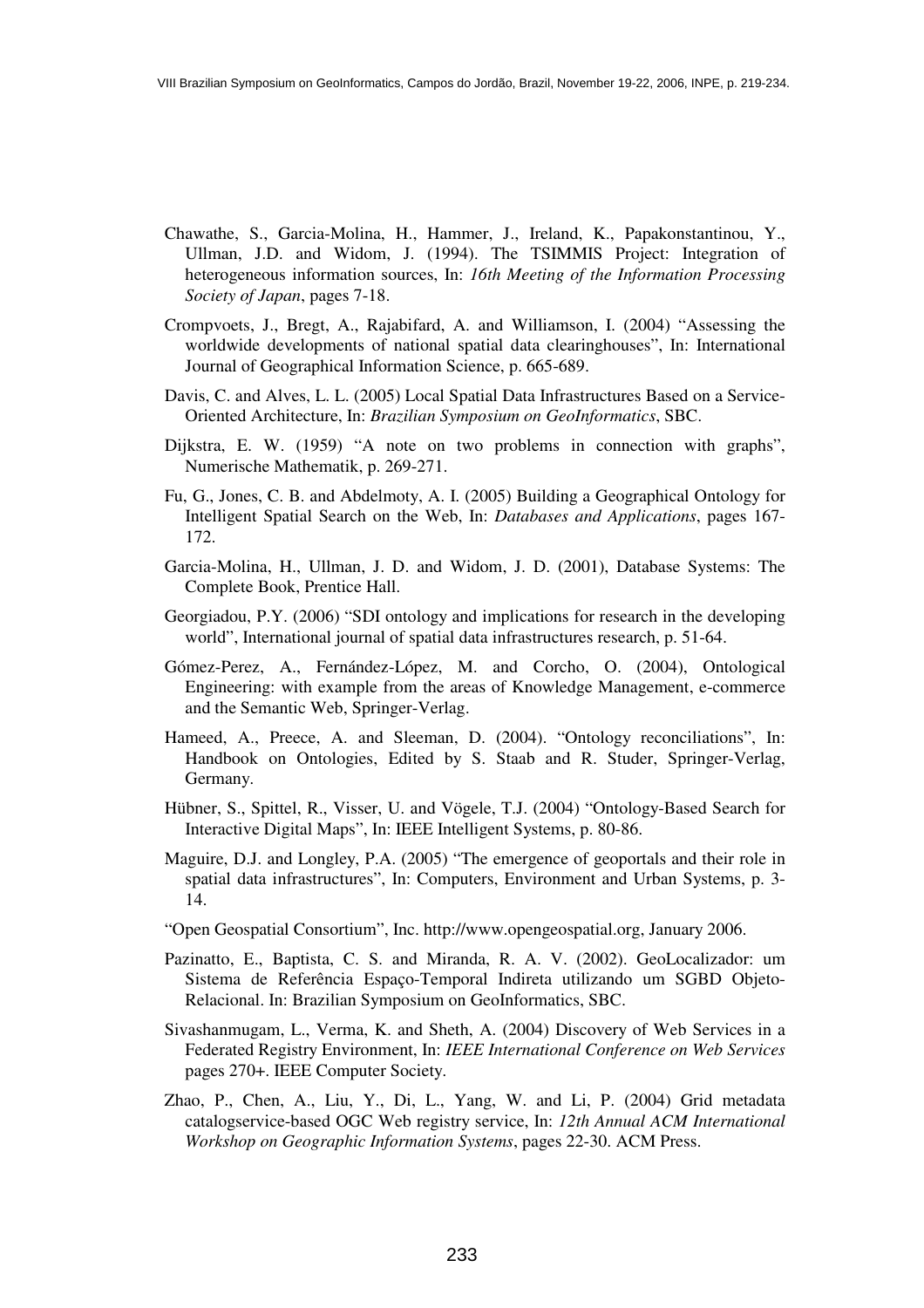Chawathe, S., Garcia-Molina, H., Hammer, J., Ireland, K., Papakonstantinou, Y., Ullman, J.D. and Widom, J. (1994). The TSIMMIS Project: Integration of heterogeneous information sources, In: *16th Meeting of the Information Processing Society of Japan*, pages 7-18.

Crompvoets, J., Bregt, A., Rajabifard, A. and Williamson, I. (2004) "Assessing the worldwide developments of national spatial data clearinghouses", In: International Journal of Geographical Information Science, p. 665-689.

Davis, C. and Alves, L. L. (2005) Local Spatial Data Infrastructures Based on a Service-Oriented Architecture, In: *Brazilian Symposium on GeoInformatics*, SBC.

Dijkstra, E. W. (1959) "A note on two problems in connection with graphs", Numerische Mathematik, p. 269-271.

Fu, G., Jones, C. B. and Abdelmoty, A. I. (2005) Building a Geographical Ontology for Intelligent Spatial Search on the Web, In: *Databases and Applications*, pages 167-172.

Garcia-Molina, H., Ullman, J. D. and Widom, J. D. (2001), Database Systems: The Complete Book, Prentice Hall.

Georgiadou, P.Y. (2006) "SDI ontology and implications for research in the developing world", International journal of spatial data infrastructures research, p. 51-64.

Gómez-Perez, A., Fernández-López, M. and Corcho, O. (2004), Ontological Engineering: with example from the areas of Knowledge Management, e-commerce and the Semantic Web, Springer-Verlag.

Hameed, A., Preece, A. and Sleeman, D. (2004). "Ontology reconciliations", In: Handbook on Ontologies, Edited by S. Staab and R. Studer, Springer-Verlag, Germany.

Hübner, S., Spittel, R., Visser, U. and Vögele, T.J. (2004) "Ontology-Based Search for Interactive Digital Maps", In: IEEE Intelligent Systems, p. 80-86.

Maguire, D.J. and Longley, P.A. (2005) "The emergence of geoportals and their role in spatial data infrastructures", In: Computers, Environment and Urban Systems, p. 3-14.

"Open Geospatial Consortium", Inc. http://www.opengeospatial.org, January 2006.

Pazinatto, E., Baptista, C. S. and Miranda, R. A. V. (2002). GeoLocalizador: um Sistema de Referência Espaço-Temporal Indireta utilizando um SGBD Objeto-Relacional. In: Brazilian Symposium on GeoInformatics, SBC.

Sivashanmugam, L., Verma, K. and Sheth, A. (2004) Discovery of Web Services in a Federated Registry Environment, In: *IEEE International Conference on Web Services* pages 270+. IEEE Computer Society.

Zhao, P., Chen, A., Liu, Y., Di, L., Yang, W. and Li, P. (2004) Grid metadata catalogservice-based OGC Web registry service, In: *12th Annual ACM International Workshop on Geographic Information Systems*, pages 22-30. ACM Press.